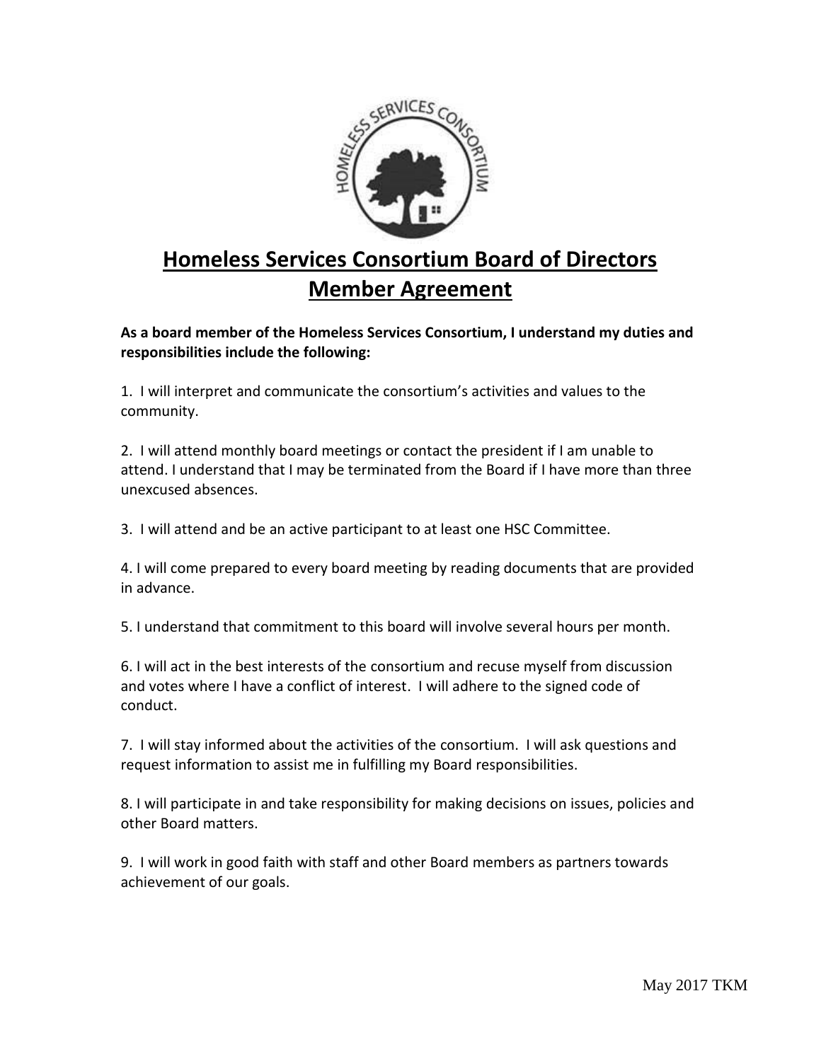# Homeless Services Consortium Board of Directors Member Agreement

**As a board member of the Homeless Services Consortium, I understand my duties and responsibilities include the following:**

1. I will interpret and communicate the consortium's activities and values to the community.

2. I will attend monthly board meetings or contact the president if I am unable to attend. I understand that I may be terminated from the Board if I have more than three unexcused absences.

3. I will attend and be an active participant to at least one HSC Committee.

4. I will come prepared to every board meeting by reading documents that are provided in advance.

5. I understand that commitment to this board will involve several hours per month.

6. I will act in the best interests of the consortium and recuse myself from discussion and votes where I have a conflict of interest. I will adhere to the signed code of conduct.

7. I will stay informed about the activities of the consortium. I will ask questions and request information to assist me in fulfilling my Board responsibilities.

8. I will participate in and take responsibility for making decisions on issues, policies and other Board matters.

9. I will work in good faith with staff and other Board members as partners towards achievement of our goals.

May 2017 TKM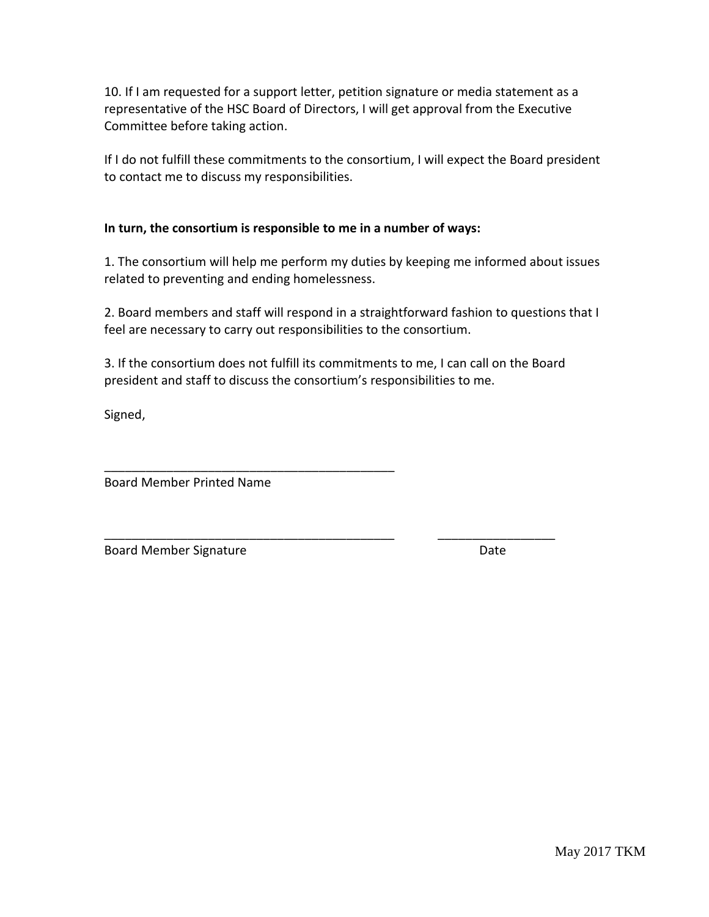10. If I am requested for a support letter, petition signature or media statement as a representative of the HSC Board of Directors, I will get approval from the Executive Committee before taking action.

If I do not fulfill these commitments to the consortium, I will expect the Board president to contact me to discuss my responsibilities.

**In turn, the consortium is responsible to me in a number of ways:**

1. The consortium will help me perform my duties by keeping me informed about issues related to preventing and ending homelessness.

2. Board members and staff will respond in a straightforward fashion to questions that I feel are necessary to carry out responsibilities to the consortium.

3. If the consortium does not fulfill its commitments to me, I can call on the Board president and staff to discuss the consortium's responsibilities to me.

Signed,

___________________________________________
Board Member Printed Name

___________________________________________ _________________
Board Member Signature Date

May 2017 TKM